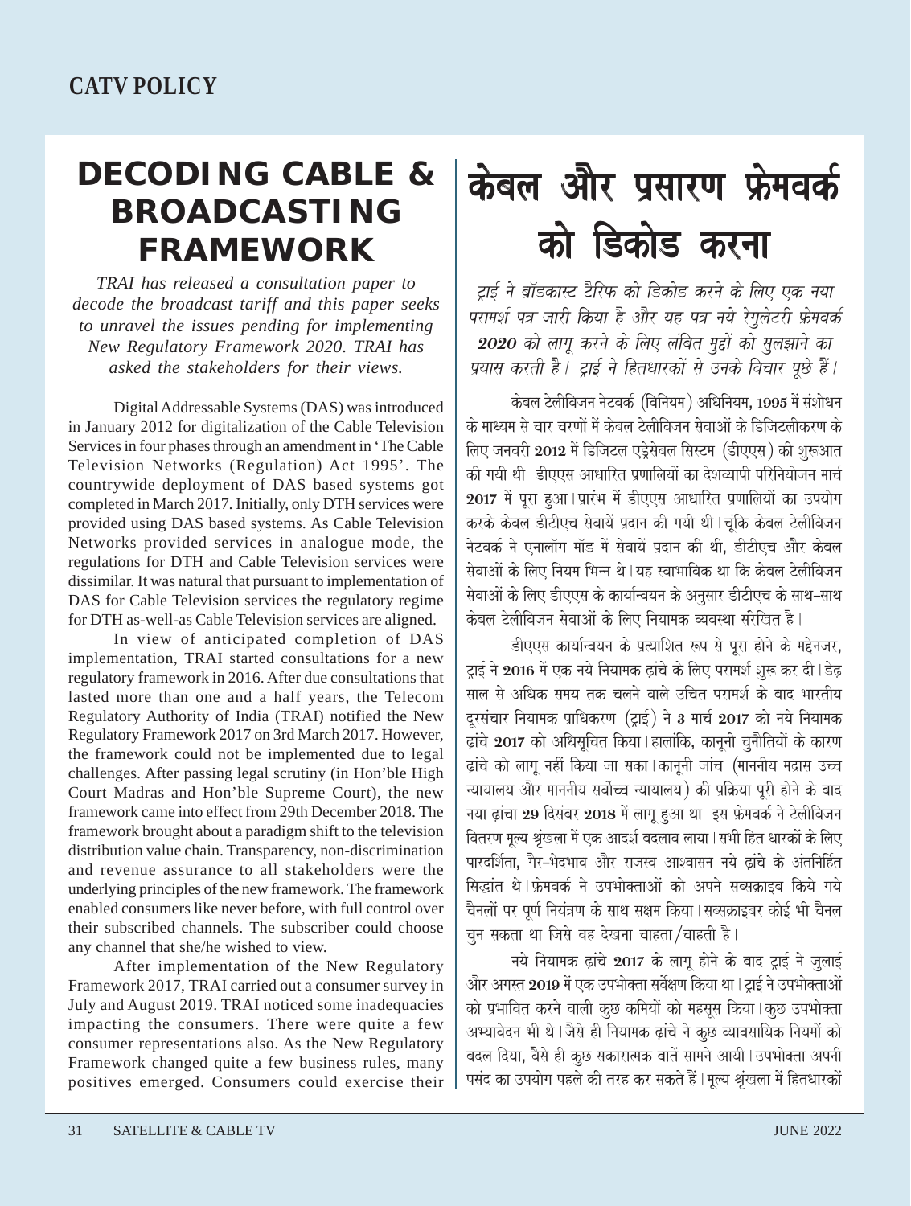# DECODING CABLE & BROADCASTING FRAMEWORK

*TRAI has released a consultation paper to decode the broadcast tariff and this paper seeks to unravel the issues pending for implementing New Regulatory Framework 2020. TRAI has asked the stakeholders for their views.*

Digital Addressable Systems (DAS) was introduced in January 2012 for digitalization of the Cable Television Services in four phases through an amendment in 'The Cable Television Networks (Regulation) Act 1995'. The countrywide deployment of DAS based systems got completed in March 2017. Initially, only DTH services were provided using DAS based systems. As Cable Television Networks provided services in analogue mode, the regulations for DTH and Cable Television services were dissimilar. It was natural that pursuant to implementation of DAS for Cable Television services the regulatory regime for DTH as-well-as Cable Television services are aligned.

In view of anticipated completion of DAS implementation, TRAI started consultations for a new regulatory framework in 2016. After due consultations that lasted more than one and a half years, the Telecom Regulatory Authority of India (TRAI) notified the New Regulatory Framework 2017 on 3rd March 2017. However, the framework could not be implemented due to legal challenges. After passing legal scrutiny (in Hon'ble High Court Madras and Hon'ble Supreme Court), the new framework came into effect from 29th December 2018. The framework brought about a paradigm shift to the television distribution value chain. Transparency, non-discrimination and revenue assurance to all stakeholders were the underlying principles of the new framework. The framework enabled consumers like never before, with full control over their subscribed channels. The subscriber could choose any channel that she/he wished to view.

After implementation of the New Regulatory Framework 2017, TRAI carried out a consumer survey in July and August 2019. TRAI noticed some inadequacies impacting the consumers. There were quite a few consumer representations also. As the New Regulatory Framework changed quite a few business rules, many positives emerged. Consumers could exercise their

# केबल और प्रसारण फ्रेमवर्क को डिकोड करना

*ट्राई ने ब्रॉडकास्ट टैरिफ को डिकोड करने के लिए एक नया परामर्श पत्र जारी किया है और यह पत्र नये रेगुलेटरी फ्रेमवर्क 2020 को लागू करने के लिए लंबित मुद्दों को सुलझाने का प्रयास करती है। ट्राई ने हितधारकों से उनके विचार पूछे हैं।*

केबल टेलीविजन नेटवर्क (विनियम) अधिनियम, 1995 में संशोधन के माध्यम से चार चरणों में केबल टेलीविजन सेवाओं के डिजिटलीकरण के लिए जनवरी 2012 में डिजिटल एड्रेसेबल सिस्टम (डीएएस) की शुरूआत की गयी थी। डीएएस आधारित प्रणालियों का देशव्यापी परिनियोजन मार्च 2017 में पूरा हुआ। प्रारंभ में डीएएस आधारित प्रणालियों का उपयोग करके केवल डीटीएच सेवायें प्रदान की गयी थी। चूंकि केबल टेलीविजन नेटवर्क ने एनालॉग मॉड में सेवायें प्रदान की थी, डीटीएच और केबल सेवाओं के लिए नियम भिन्न थे। यह स्वाभाविक था कि केबल टेलीविजन सेवाओं के लिए डीएएस के कार्यान्वयन के अनुसार डीटीएच के साथ-साथ केवल टेलीविजन सेवाओं के लिए नियामक व्यवस्था संरेखित है।

डीएएस कार्यान्वयन के प्रत्याशित रूप से पूरा होने के मद्देनजर, ट्राई ने 2016 में एक नये नियामक ढ़ांचे के लिए परामर्श शुरू कर दी। डेढ़ साल से अधिक समय तक चलने वाले उचित परामर्श के बाद भारतीय दूरसंचार नियामक प्राधिकरण (ट्राई) ने 3 मार्च 2017 को नये नियामक ढ़ांचे 2017 को अधिसूचित किया। हालांकि, कानूनी चुनौतियों के कारण ढ़ांचे को लागू नहीं किया जा सका। कानूनी जांच (माननीय मद्रास उच्च न्यायालय और माननीय सर्वोच्च न्यायालय) की प्रक्रिया पूरी होने के बाद नया ढ़ांचा 29 दिसंबर 2018 में लागू हुआ था। इस फ्रेमवर्क ने टेलीविजन वितरण मूल्य श्रृंखला में एक आदर्श बदलाव लाया। सभी हित धारकों के लिए पारदर्शिता, गैर-भेदभाव और राजस्व आश्वासन नये ढ़ांचे के अंतर्निहित सिद्धांत थे। फ्रेमवर्क ने उपभोक्ताओं को अपने सब्सक्राइब किये गये चैनलों पर पूर्ण नियंत्रण के साथ सक्षम किया। सब्सक्राइबर कोई भी चैनल चुन सकता था जिसे वह देखना चाहता/चाहती है।

नये नियामक ढ़ांचे 2017 के लागू होने के बाद ट्राई ने जुलाई और अगस्त 2019 में एक उपभोक्ता सर्वेक्षण किया था। ट्राई ने उपभोक्ताओं को प्रभावित करने वाली कुछ कमियों को महसूस किया। कुछ उपभोक्ता अभ्यावेदन भी थे। जैसे ही नियामक ढ़ांचे ने कुछ व्यावसायिक नियमों को बदल दिया, वैसे ही कुछ सकारात्मक बातें सामने आयी। उपभोक्ता अपनी पसंद का उपयोग पहले की तरह कर सकते हैं। मूल्य श्रृंखला में हितधारकों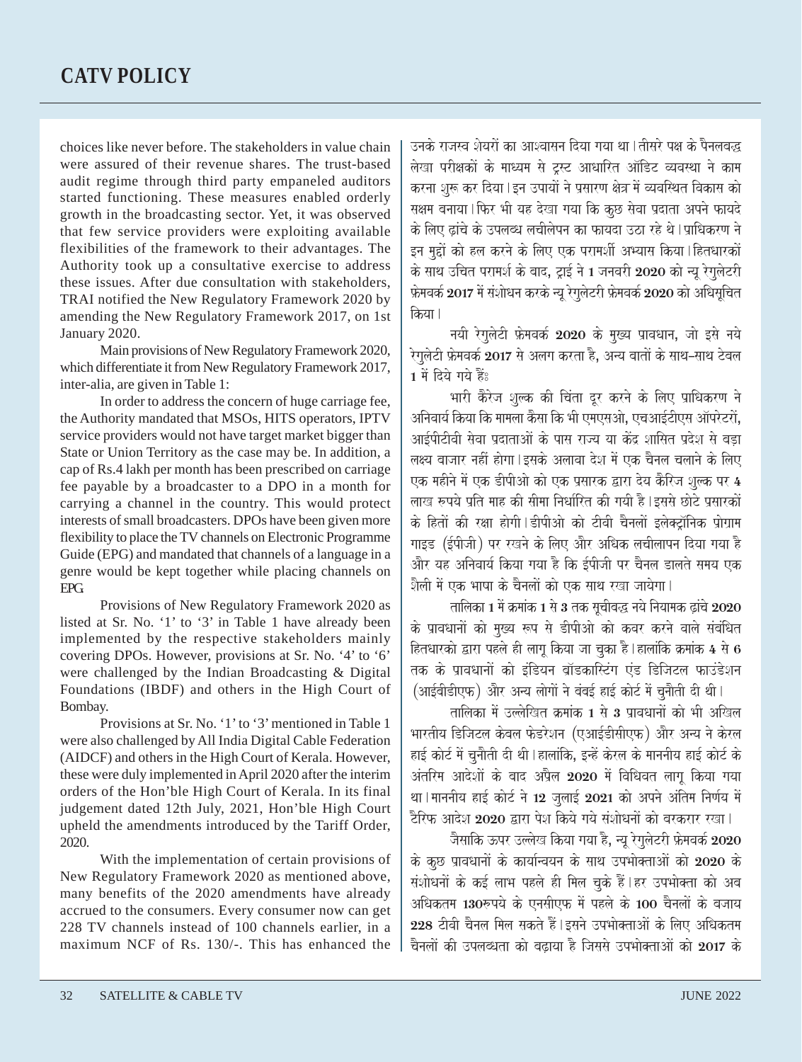# CATV POLICY

choices like never before. The stakeholders in value chain were assured of their revenue shares. The trust-based audit regime through third party empaneled auditors started functioning. These measures enabled orderly growth in the broadcasting sector. Yet, it was observed that few service providers were exploiting available flexibilities of the framework to their advantages. The Authority took up a consultative exercise to address these issues. After due consultation with stakeholders, TRAI notified the New Regulatory Framework 2020 by amending the New Regulatory Framework 2017, on 1st January 2020.

Main provisions of New Regulatory Framework 2020, which differentiate it from New Regulatory Framework 2017, inter-alia, are given in Table 1:

In order to address the concern of huge carriage fee, the Authority mandated that MSOs, HITS operators, IPTV service providers would not have target market bigger than State or Union Territory as the case may be. In addition, a cap of Rs.4 lakh per month has been prescribed on carriage fee payable by a broadcaster to a DPO in a month for carrying a channel in the country. This would protect interests of small broadcasters. DPOs have been given more flexibility to place the TV channels on Electronic Programme Guide (EPG) and mandated that channels of a language in a genre would be kept together while placing channels on EPG.

Provisions of New Regulatory Framework 2020 as listed at Sr. No. '1' to '3' in Table 1 have already been implemented by the respective stakeholders mainly covering DPOs. However, provisions at Sr. No. '4' to '6' were challenged by the Indian Broadcasting & Digital Foundations (IBDF) and others in the High Court of Bombay.

Provisions at Sr. No. '1' to '3' mentioned in Table 1 were also challenged by All India Digital Cable Federation (AIDCF) and others in the High Court of Kerala. However, these were duly implemented in April 2020 after the interim orders of the Hon'ble High Court of Kerala. In its final judgement dated 12th July, 2021, Hon'ble High Court upheld the amendments introduced by the Tariff Order, 2020.

With the implementation of certain provisions of New Regulatory Framework 2020 as mentioned above, many benefits of the 2020 amendments have already accrued to the consumers. Every consumer now can get 228 TV channels instead of 100 channels earlier, in a maximum NCF of Rs. 130/-. This has enhanced the

उनके राजस्व शेयरों का आश्वासन दिया गया था। तीसरे पक्ष के पैनलबद्ध लेखा परीक्षकों के माध्यम से ट्रस्ट आधारित ऑडिट व्यवस्था ने काम करना शुरू कर दिया। इन उपायों ने प्रसारण क्षेत्र में व्यवस्थित विकास को सक्षम बनाया। फिर भी यह देखा गया कि कुछ सेवा प्रदाता अपने फायदे के लिए ढ़ांचे के उपलब्ध लचीलेपन का फायदा उठा रहे थे। प्राधिकरण ने इन मुद्दों को हल करने के लिए एक परामर्शी अभ्यास किया। हितधारकों के साथ उचित परामर्श के बाद, ट्राई ने **1** जनवरी **2020** को न्यू रेगुलेटरी फ्रेमवर्क **2017** में संशोधन करके न्यू रेगुलेटरी फ्रेमवर्क **2020** को अधिसूचित किया।

नयी रेगुलेटी फ्रेमवर्क **2020** के मुख्य प्रावधान, जो इसे नये रेगुलेटी फ्रेमवर्क **2017** से अलग करता है, अन्य बातों के साथ-साथ टेबल **1** में दिये गये हैंः

भारी कैरेज शुल्क की चिंता दूर करने के लिए प्राधिकरण ने अनिवार्य किया कि मामला कैसा कि भी एमएसओ, एचआईटीएस ऑपरेटरों, आईपीटीवी सेवा प्रदाताओं के पास राज्य या केंद्र शासित प्रदेश से बड़ा लक्ष्य बाजार नहीं होगा। इसके अलावा देश में एक चैनल चलाने के लिए एक महीने में एक डीपीओ को एक प्रसारक द्वारा देय कैरिज शुल्क पर **4** लाख रुपये प्रति माह की सीमा निर्धारित की गयी है। इससे छोटे प्रसारकों के हितों की रक्षा होगी। डीपीओ को टीवी चैनलों इलेक्ट्रोनिक प्रोग्राम गाइड (ईपीजी) पर रखने के लिए और अधिक लचीलापन दिया गया है और यह अनिवार्य किया गया है कि ईपीजी पर चैनल डालते समय एक शैली में एक भाषा के चैनलों को एक साथ रखा जायेगा।

तालिका **1** में क्रमांक **1** से **3** तक सूचीबद्ध नये नियामक ढ़ांचे **2020** के प्रावधानों को मुख्य रूप से डीपीओ को कवर करने वाले संबंधित हितधारको द्वारा पहले ही लागू किया जा चुका है। हालांकि क्रमांक **4** से **6** तक के प्रावधानों को इंडियन ब्रॉडकास्टिंग एंड डिजिटल फाउंडेशन (आईबीडीएफ) और अन्य लोगों ने बंबई हाई कोर्ट में चुनौती दी थी।

तालिका में उल्लेखित क्रमांक **1** से **3** प्रावधानों को भी अखिल भारतीय डिजिटल केबल फेडरेशन (एआईडीसीएफ) और अन्य ने केरल हाई कोर्ट में चुनौती दी थी। हालांकि, इन्हें केरल के माननीय हाई कोर्ट के अंतरिम आदेशों के बाद अप्रैल **2020** में विधिवत लागू किया गया था। माननीय हाई कोर्ट ने **12** जुलाई **2021** को अपने अंतिम निर्णय में टैरिफ आदेश **2020** द्वारा पेश किये गये संशोधनों को बरकरार रखा।

जैसाकि ऊपर उल्लेख किया गया है, न्यू रेगुलेटरी फ्रेमवर्क **2020** के कुछ प्रावधानों के कार्यान्वियन के साथ उपभोक्ताओं को **2020** के संशोधनों के कई लाभ पहले ही मिल चुके हैं। हर उपभोक्ता को अब अधिकतम **130**रुपये के एनसीएफ में पहले के **100** चैनलों के बजाय **228** टीवी चैनल मिल सकते हैं। इसने उपभोक्ताओं के लिए अधिकतम चैनलों की उपलब्धता को बढ़ाया है जिससे उपभोक्ताओं को **2017** के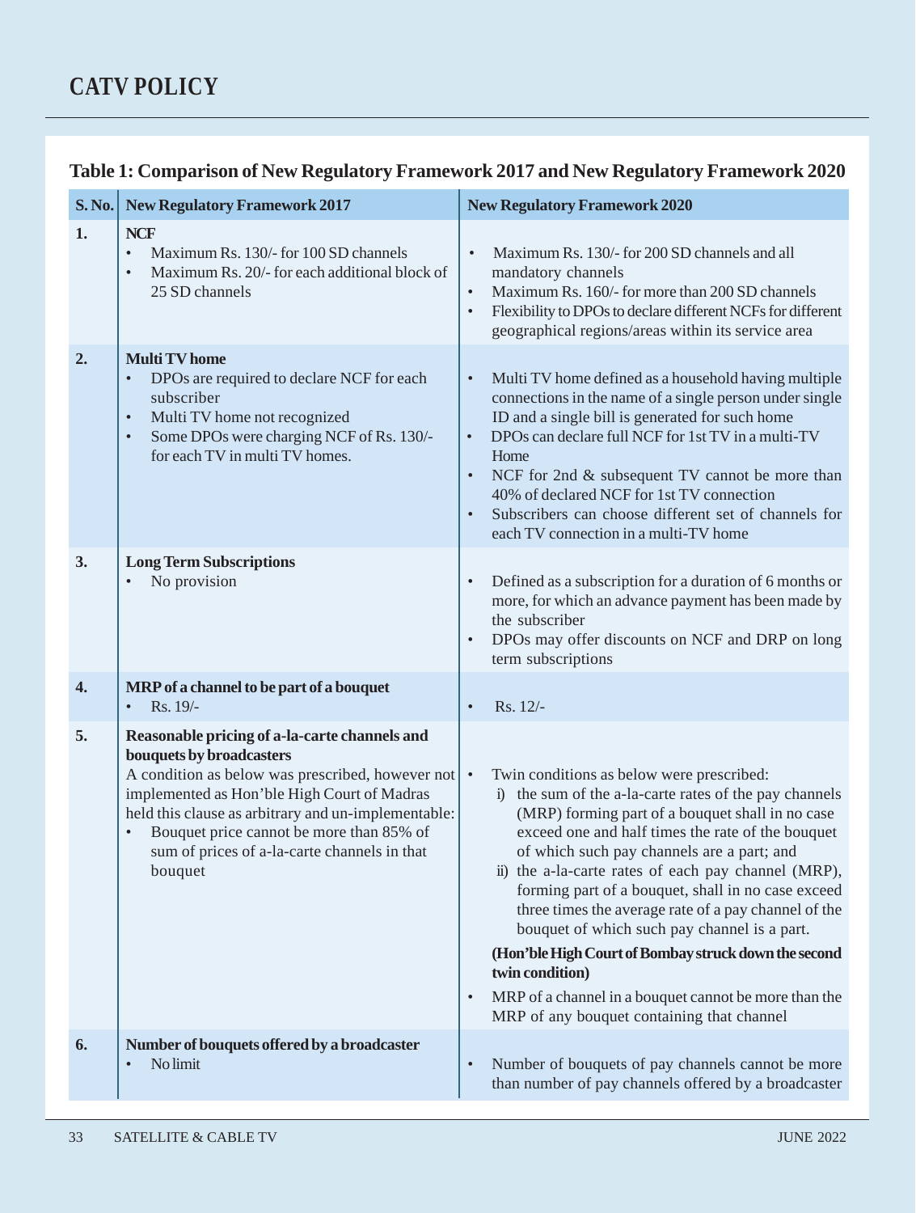# CATV POLICY

**Table 1: Comparison of New Regulatory Framework 2017 and New Regulatory Framework 2020**

| S. No. | New Regulatory Framework 2017 | New Regulatory Framework 2020 |
|---|---|---|
| 1. | **NCF**<br>• Maximum Rs. 130/- for 100 SD channels<br>• Maximum Rs. 20/- for each additional block of 25 SD channels | • Maximum Rs. 130/- for 200 SD channels and all mandatory channels<br>• Maximum Rs. 160/- for more than 200 SD channels<br>• Flexibility to DPOs to declare different NCFs for different geographical regions/areas within its service area |
| 2. | **Multi TV home**<br>• DPOs are required to declare NCF for each subscriber<br>• Multi TV home not recognized<br>• Some DPOs were charging NCF of Rs. 130/- for each TV in multi TV homes. | • Multi TV home defined as a household having multiple connections in the name of a single person under single ID and a single bill is generated for such home<br>• DPOs can declare full NCF for 1st TV in a multi-TV Home<br>• NCF for 2nd & subsequent TV cannot be more than 40% of declared NCF for 1st TV connection<br>• Subscribers can choose different set of channels for each TV connection in a multi-TV home |
| 3. | **Long Term Subscriptions**<br>• No provision | • Defined as a subscription for a duration of 6 months or more, for which an advance payment has been made by the subscriber<br>• DPOs may offer discounts on NCF and DRP on long term subscriptions |
| 4. | **MRP of a channel to be part of a bouquet**<br>• Rs. 19/- | • Rs. 12/- |
| 5. | **Reasonable pricing of a-la-carte channels and bouquets by broadcasters**<br>A condition as below was prescribed, however not implemented as Hon'ble High Court of Madras held this clause as arbitrary and un-implementable:<br>• Bouquet price cannot be more than 85% of sum of prices of a-la-carte channels in that bouquet | • Twin conditions as below were prescribed:<br>i) the sum of the a-la-carte rates of the pay channels (MRP) forming part of a bouquet shall in no case exceed one and half times the rate of the bouquet of which such pay channels are a part; and<br>ii) the a-la-carte rates of each pay channel (MRP), forming part of a bouquet, shall in no case exceed three times the average rate of a pay channel of the bouquet of which such pay channel is a part.<br>**(Hon'ble High Court of Bombay struck down the second twin condition)**<br>• MRP of a channel in a bouquet cannot be more than the MRP of any bouquet containing that channel |
| 6. | **Number of bouquets offered by a broadcaster**<br>• No limit | • Number of bouquets of pay channels cannot be more than number of pay channels offered by a broadcaster |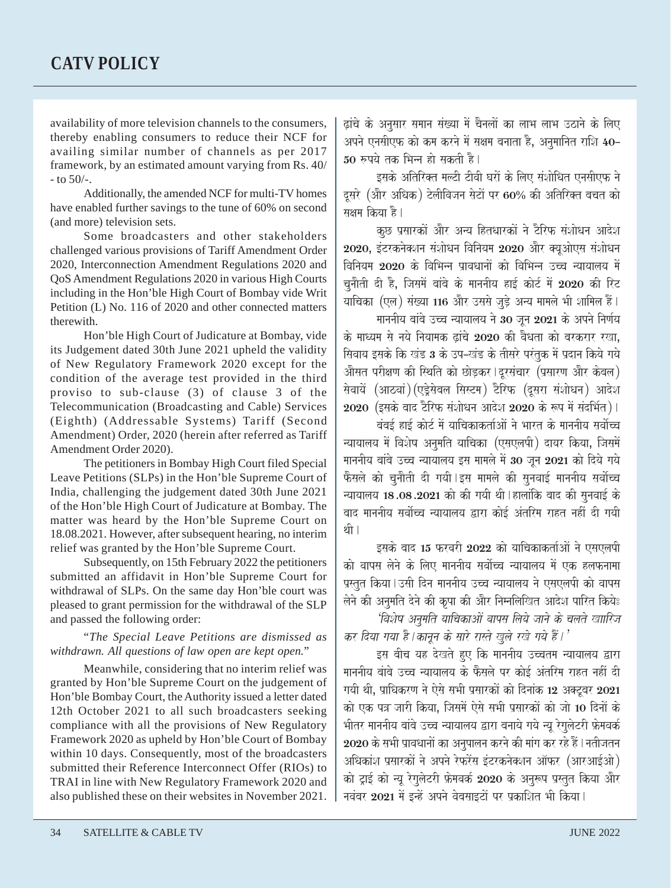availability of more television channels to the consumers, thereby enabling consumers to reduce their NCF for availing similar number of channels as per 2017 framework, by an estimated amount varying from Rs. 40/- to 50/-.

Additionally, the amended NCF for multi-TV homes have enabled further savings to the tune of 60% on second (and more) television sets.

Some broadcasters and other stakeholders challenged various provisions of Tariff Amendment Order 2020, Interconnection Amendment Regulations 2020 and QoS Amendment Regulations 2020 in various High Courts including in the Hon'ble High Court of Bombay vide Writ Petition (L) No. 116 of 2020 and other connected matters therewith.

Hon'ble High Court of Judicature at Bombay, vide its Judgement dated 30th June 2021 upheld the validity of New Regulatory Framework 2020 except for the condition of the average test provided in the third proviso to sub-clause (3) of clause 3 of the Telecommunication (Broadcasting and Cable) Services (Eighth) (Addressable Systems) Tariff (Second Amendment) Order, 2020 (herein after referred as Tariff Amendment Order 2020).

The petitioners in Bombay High Court filed Special Leave Petitions (SLPs) in the Hon'ble Supreme Court of India, challenging the judgement dated 30th June 2021 of the Hon'ble High Court of Judicature at Bombay. The matter was heard by the Hon'ble Supreme Court on 18.08.2021. However, after subsequent hearing, no interim relief was granted by the Hon'ble Supreme Court.

Subsequently, on 15th February 2022 the petitioners submitted an affidavit in Hon'ble Supreme Court for withdrawal of SLPs. On the same day Hon'ble court was pleased to grant permission for the withdrawal of the SLP and passed the following order:

"*The Special Leave Petitions are dismissed as withdrawn. All questions of law open are kept open.*"

Meanwhile, considering that no interim relief was granted by Hon'ble Supreme Court on the judgement of Hon'ble Bombay Court, the Authority issued a letter dated 12th October 2021 to all such broadcasters seeking compliance with all the provisions of New Regulatory Framework 2020 as upheld by Hon'ble Court of Bombay within 10 days. Consequently, most of the broadcasters submitted their Reference Interconnect Offer (RIOs) to TRAI in line with New Regulatory Framework 2020 and also published these on their websites in November 2021.

ढांचे के अनुसार समान संख्या में चैनलों का लाभ लाभ उठाने के लिए अपने एनसीएफ को कम करने में सक्षम बनाता है, अनुमानित राशि **40-50** रुपये तक भिन्न हो सकती है।

इसके अतिरिक्त मल्टी टीवी घरों के लिए संशोधित एनसीएफ ने दूसरे (और अधिक) टेलीविजन सेटों पर **60%** की अतिरिक्त बचत को सक्षम किया है।

कुछ प्रसारकों और अन्य हितधारकों ने टैरिफ संशोधन आदेश **2020**, इंटरकनेक्शन संशोधन विनियम **2020** और क्यूओएस संशोधन विनियम **2020** के विभिन्न प्रावधानों को विभिन्न उच्च न्यायालय में चुनौती दी है, जिसमें बांबे के माननीय हाई कोर्ट में **2020** की रिट याचिका (एल) संख्या **116** और उससे जुड़े अन्य मामले भी शामिल हैं।

माननीय बांबे उच्च न्यायालय ने **30** जून **2021** के अपने निर्णय के माध्यम से नये नियामक ढांचे **2020** की वैधता को बरकरार रखा, सिवाय इसके कि खंड **3** के उप-खंड के तीसरे परंतुक में प्रदान किये गये औसत परीक्षण की स्थिति को छोड़कर। दूरसंचार (प्रसारण और केबल) सेवायें (आठवां) (एड्रेसेबल सिस्टम) टैरिफ (दूसरा संशोधन) आदेश **2020** (इसके बाद टैरिफ संशोधन आदेश **2020** के रूप में संदर्भित)।

बंबई हाई कोर्ट में याचिकाकर्ताओं ने भारत के माननीय सर्वोच्च न्यायालय में विशेष अनुमति याचिका (एसएलपी) दायर किया, जिसमें माननीय बांबे उच्च न्यायालय इस मामले में **30** जून **2021** को दिये गये फैसले को चुनौती दी गयी। इस मामले की सुनवाई माननीय सर्वोच्च न्यायालय **18.08.2021** को की गयी थी। हालांकि बाद की सुनवाई के बाद माननीय सर्वोच्च न्यायालय द्वारा कोई अंतरिम राहत नहीं दी गयी थी।

इसके बाद **15** फरवरी **2022** को याचिकाकर्ताओं ने एसएलपी को वापस लेने के लिए माननीय सर्वोच्च न्यायालय में एक हलफनामा प्रस्तुत किया। उसी दिन माननीय उच्च न्यायालय ने एसएलपी को वापस लेने की अनुमति देने की कृपा की और निम्नलिखित आदेश पारित कियेः

*'विशेष अनुमति याचिकाओं वापस लिये जाने के चलते खारिज कर दिया गया है। कानून के सारे रास्ते खुले रखे गये हैं।'*

इस बीच यह देखते हुए कि माननीय उच्चतम न्यायालय द्वारा माननीय बांबे उच्च न्यायालय के फैसले पर कोई अंतरिम राहत नहीं दी गयी थी, प्राधिकरण ने ऐसे सभी प्रसारकों को दिनांक **12** अक्टूबर **2021** को एक पत्र जारी किया, जिसमें ऐसे सभी प्रसारकों को जो **10** दिनों के भीतर माननीय बांबे उच्च न्यायालय द्वारा बनाये गये न्यू रेगुलेटरी फ्रेमवर्क **2020** के सभी प्रावधानों का अनुपालन करने की मांग कर रहे हैं। नतीजतन अधिकांश प्रसारकों ने अपने रेफरेंस इंटरकनेक्शन ऑफर (आरआईओ) को ट्राई को न्यू रेगुलेटरी फ्रेमवर्क **2020** के अनुरूप प्रस्तुत किया और नवंबर **2021** में इन्हें अपने वेबसाइटों पर प्रकाशित भी किया।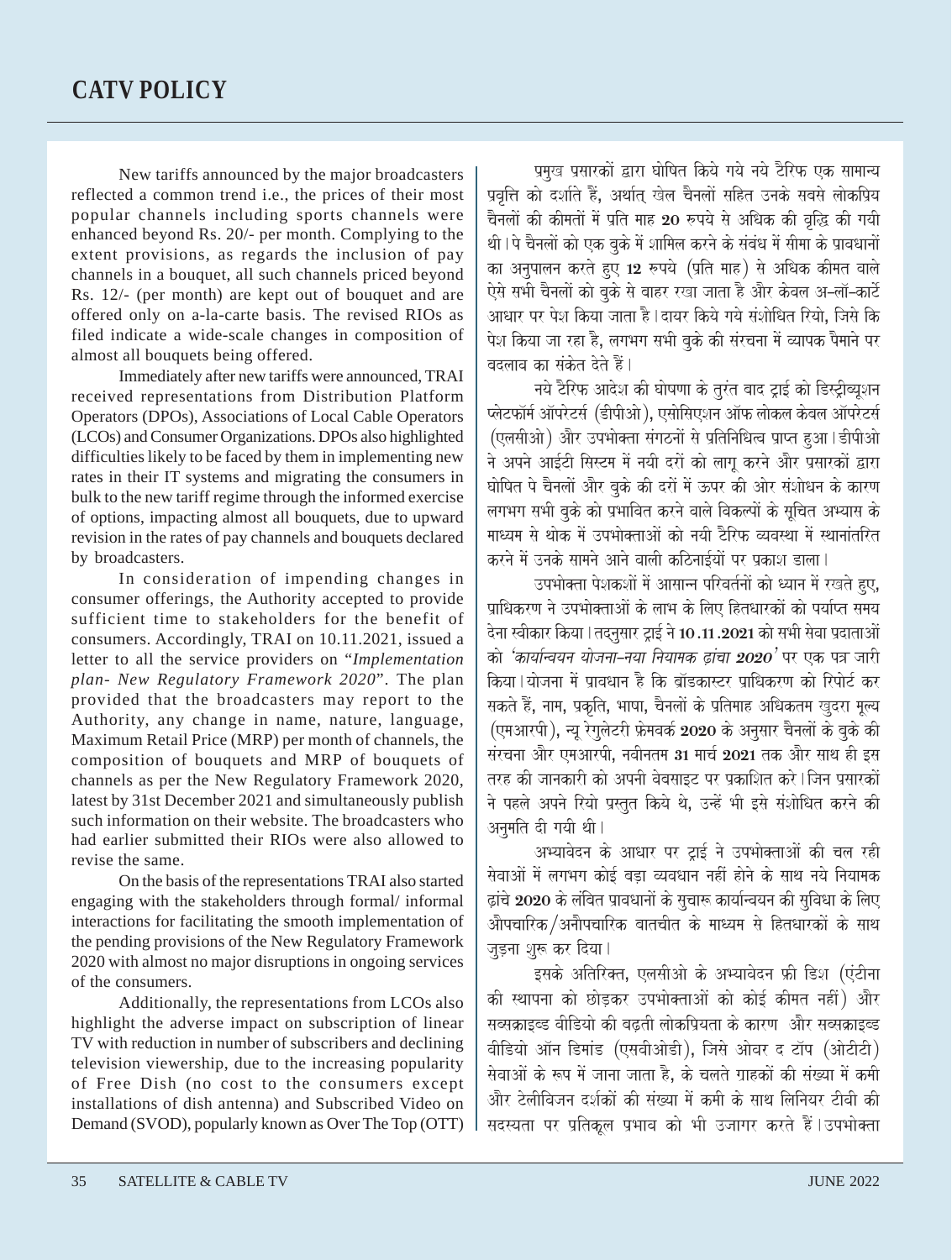# CATV POLICY

New tariffs announced by the major broadcasters reflected a common trend i.e., the prices of their most popular channels including sports channels were enhanced beyond Rs. 20/- per month. Complying to the extent provisions, as regards the inclusion of pay channels in a bouquet, all such channels priced beyond Rs. 12/- (per month) are kept out of bouquet and are offered only on a-la-carte basis. The revised RIOs as filed indicate a wide-scale changes in composition of almost all bouquets being offered.

Immediately after new tariffs were announced, TRAI received representations from Distribution Platform Operators (DPOs), Associations of Local Cable Operators (LCOs) and Consumer Organizations. DPOs also highlighted difficulties likely to be faced by them in implementing new rates in their IT systems and migrating the consumers in bulk to the new tariff regime through the informed exercise of options, impacting almost all bouquets, due to upward revision in the rates of pay channels and bouquets declared by broadcasters.

In consideration of impending changes in consumer offerings, the Authority accepted to provide sufficient time to stakeholders for the benefit of consumers. Accordingly, TRAI on 10.11.2021, issued a letter to all the service providers on "*Implementation plan- New Regulatory Framework 2020*". The plan provided that the broadcasters may report to the Authority, any change in name, nature, language, Maximum Retail Price (MRP) per month of channels, the composition of bouquets and MRP of bouquets of channels as per the New Regulatory Framework 2020, latest by 31st December 2021 and simultaneously publish such information on their website. The broadcasters who had earlier submitted their RIOs were also allowed to revise the same.

On the basis of the representations TRAI also started engaging with the stakeholders through formal/ informal interactions for facilitating the smooth implementation of the pending provisions of the New Regulatory Framework 2020 with almost no major disruptions in ongoing services of the consumers.

Additionally, the representations from LCOs also highlight the adverse impact on subscription of linear TV with reduction in number of subscribers and declining television viewership, due to the increasing popularity of Free Dish (no cost to the consumers except installations of dish antenna) and Subscribed Video on Demand (SVOD), popularly known as Over The Top (OTT)

प्रमुख प्रसारकों द्वारा घोषित किये गये नये टैरिफ एक सामान्य प्रवृत्ति को दर्शाते हैं, अर्थात् खेल चैनलों सहित उनके सबसे लोकप्रिय चैनलों की कीमतों में प्रति माह **20** रुपये से अधिक की वृद्धि की गयी थी। पे चैनलों को एक बुके में शामिल करने के संबंध में सीमा के प्रावधानों का अनुपालन करते हुए **12** रुपये (प्रति माह) से अधिक कीमत वाले ऐसे सभी चैनलों को बुके से बाहर रखा जाता है और केवल अ-लॉ-कार्टे आधार पर पेश किया जाता है। दायर किये गये संशोधित रियो, जिसे कि पेश किया जा रहा है, लगभग सभी बुके की संरचना में व्यापक पैमाने पर बदलाव का संकेत देते हैं।

नये टैरिफ आदेश की घोषणा के तुरंत बाद ट्राई को डिस्ट्रीब्यूशन प्लेटफॉर्म ऑपरेटर्स (डीपीओ), एसोसिएशन ऑफ लोकल केबल ऑपरेटर्स (एलसीओ) और उपभोक्ता संगठनों से प्रतिनिधित्व प्राप्त हुआ। डीपीओ ने अपने आईटी सिस्टम में नयी दरों को लागू करने और प्रसारकों द्वारा घोषित पे चैनलों और बुके की दरों में ऊपर की ओर संशोधन के कारण लगभग सभी बुके को प्रभावित करने वाले विकल्पों के सूचित अभ्यास के माध्यम से थोक में उपभोक्ताओं को नयी टैरिफ व्यवस्था में स्थानांतरित करने में उनके सामने आने वाली कठिनाईयों पर प्रकाश डाला।

उपभोक्ता पेशकशों में आसान्न परिवर्तनों को ध्यान में रखते हुए, प्राधिकरण ने उपभोक्ताओं के लाभ के लिए हितधारकों को पर्याप्त समय देना स्वीकार किया। तद्नुसार ट्राई ने **10.11.2021** को सभी सेवा प्रदाताओं को *'कार्यान्वयन योजना-नया नियामक ढांचा 2020'* पर एक पत्र जारी किया। योजना में प्रावधान है कि ब्रॉडकास्टर प्राधिकरण को रिपोर्ट कर सकते हैं, नाम, प्रकृति, भाषा, चैनलों के प्रतिमाह अधिकतम खुदरा मूल्य (एमआरपी), न्यू रेगुलेटरी फ्रेमवर्क **2020** के अनुसार चैनलों के बुके की संरचना और एमआरपी, नवीनतम **31** मार्च **2021** तक और साथ ही इस तरह की जानकारी को अपनी वेबसाइट पर प्रकाशित करे। जिन प्रसारकों ने पहले अपने रियो प्रस्तुत किये थे, उन्हें भी इसे संशोधित करने की अनुमति दी गयी थी।

अभ्यावेदन के आधार पर ट्राई ने उपभोक्ताओं की चल रही सेवाओं में लगभग कोई बड़ा व्यवधान नहीं होने के साथ नये नियामक ढ़ांचे **2020** के लंबित प्रावधानों के सुचारू कार्यान्वयन की सुविधा के लिए औपचारिक/अनौपचारिक बातचीत के माध्यम से हितधारकों के साथ जुड़ना शुरू कर दिया।

इसके अतिरिक्त, एलसीओ के अभ्यावेदन फ्री डिश (एंटीना की स्थापना को छोड़कर उपभोक्ताओं को कोई कीमत नहीं) और सब्सक्राइब्ड वीडियो की बढ़ती लोकप्रियता के कारण और सब्सक्राइब्ड वीडियो ऑन डिमांड (एसवीओडी), जिसे ओवर द टॉप (ओटीटी) सेवाओं के रूप में जाना जाता है, के चलते ग्राहकों की संख्या में कमी और टेलीविजन दर्शकों की संख्या में कमी के साथ लिनियर टीवी की सदस्यता पर प्रतिकूल प्रभाव को भी उजागर करते हैं। उपभोक्ता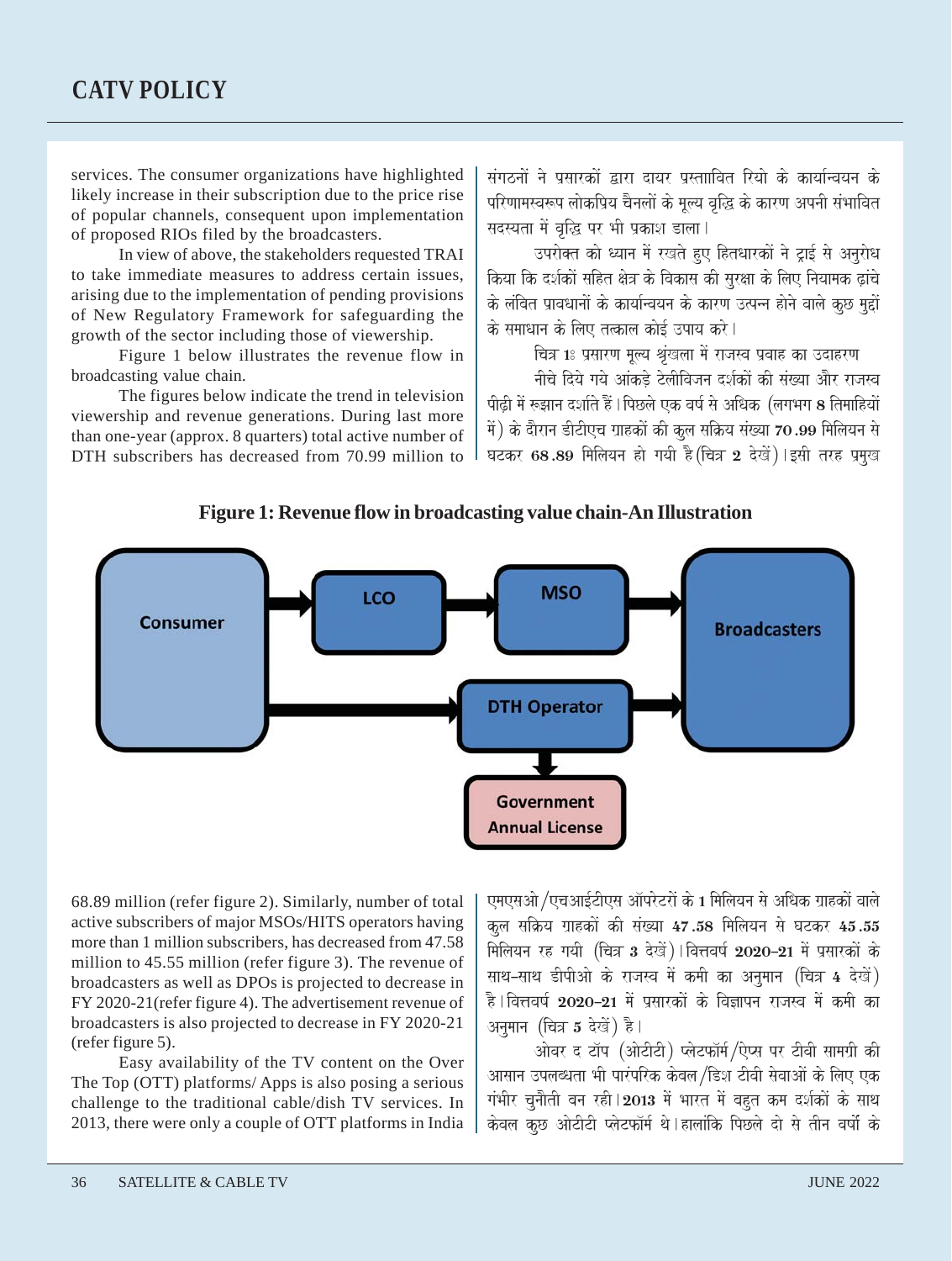services. The consumer organizations have highlighted likely increase in their subscription due to the price rise of popular channels, consequent upon implementation of proposed RIOs filed by the broadcasters.

In view of above, the stakeholders requested TRAI to take immediate measures to address certain issues, arising due to the implementation of pending provisions of New Regulatory Framework for safeguarding the growth of the sector including those of viewership.

Figure 1 below illustrates the revenue flow in broadcasting value chain.

The figures below indicate the trend in television viewership and revenue generations. During last more than one-year (approx. 8 quarters) total active number of DTH subscribers has decreased from 70.99 million to 68.89 million (refer figure 2). Similarly, number of total active subscribers of major MSOs/HITS operators having more than 1 million subscribers, has decreased from 47.58 million to 45.55 million (refer figure 3). The revenue of broadcasters as well as DPOs is projected to decrease in FY 2020-21(refer figure 4). The advertisement revenue of broadcasters is also projected to decrease in FY 2020-21 (refer figure 5).

Easy availability of the TV content on the Over The Top (OTT) platforms/ Apps is also posing a serious challenge to the traditional cable/dish TV services. In 2013, there were only a couple of OTT platforms in India

संगठनों ने प्रसारकों द्वारा दायर प्रस्ताावित रियो के कार्यान्वयन के परिणामस्वरूप लोकप्रिय चैनलों के मूल्य वृद्धि के कारण अपनी संभावित सदस्यता में वृद्धि पर भी प्रकाश डाला।

उपरोक्त को ध्यान में रखते हुए हितधारकों ने ट्राई से अनुरोध किया कि दर्शकों सहित क्षेत्र के विकास की सुरक्षा के लिए नियामक ढांचे के लंबित प्रावधानों के कार्यान्वयन के कारण उत्पन्न होने वाले कुछ मुद्दों के समाधान के लिए तत्काल कोई उपाय करे।

चित्र 1ः प्रसारण मूल्य श्रृंखला में राजस्व प्रवाह का उदाहरण

नीचे दिये गये आंकड़े टेलीविजन दर्शकों की संख्या और राजस्व पीढ़ी में रूझान दर्शाते हैं। पिछले एक वर्ष से अधिक (लगभग 8 तिमाहियों में) के दौरान डीटीएच ग्राहकों की कुल सक्रिय संख्या 70.99 मिलियन से घटकर 68.89 मिलियन हो गयी है (चित्र 2 देखें)। इसी तरह प्रमुख एमएसओ/एचआईटीएस ऑपरेटरों के 1 मिलियन से अधिक ग्राहकों वाले कुल सक्रिय ग्राहकों की संख्या 47.58 मिलियन से घटकर 45.55 मिलियन रह गयी (चित्र 3 देखें)। वित्तवर्ष 2020-21 में प्रसारकों के साथ-साथ डीपीओ के राजस्व में कमी का अनुमान (चित्र 4 देखें) है। वित्तवर्ष 2020-21 में प्रसारकों के विज्ञापन राजस्व में कमी का अनुमान (चित्र 5 देखें) है।

ओवर द टॉप (ओटीटी) प्लेटफॉर्म/ऐप्स पर टीवी सामग्री की आसान उपलब्धता भी पारंपरिक केबल/डिश टीवी सेवाओं के लिए एक गंभीर चुनौती बन रही। 2013 में भारत में बहुत कम दर्शकों के साथ केवल कुछ ओटीटी प्लेटफॉर्म थे। हालांकि पिछले दो से तीन वर्षों के

**Figure 1: Revenue flow in broadcasting value chain-An Illustration**

Consumer → LCO → MSO → Broadcasters

Consumer → DTH Operator → Broadcasters

DTH Operator → Government Annual License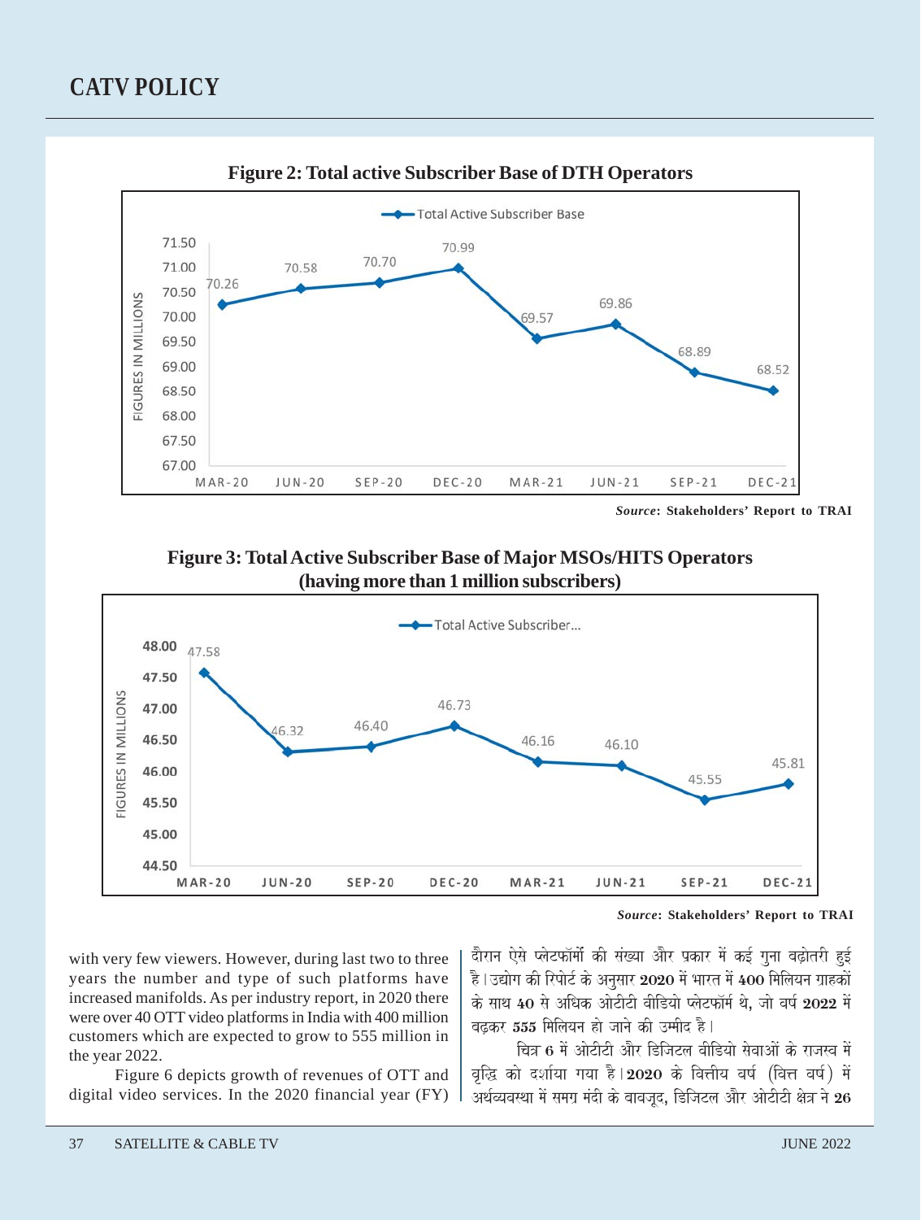**Figure 2: Total active Subscriber Base of DTH Operators**

| | MAR-20 | JUN-20 | SEP-20 | DEC-20 | MAR-21 | JUN-21 | SEP-21 | DEC-21 |
|---|---|---|---|---|---|---|---|---|
| Total Active Subscriber Base (Figures in Millions) | 70.26 | 70.58 | 70.70 | 70.99 | 69.57 | 69.86 | 68.89 | 68.52 |

***Source*: Stakeholders' Report to TRAI**

**Figure 3: Total Active Subscriber Base of Major MSOs/HITS Operators (having more than 1 million subscribers)**

| | MAR-20 | JUN-20 | SEP-20 | DEC-20 | MAR-21 | JUN-21 | SEP-21 | DEC-21 |
|---|---|---|---|---|---|---|---|---|
| Total Active Subscriber... (Figures in Millions) | 47.58 | 46.32 | 46.40 | 46.73 | 46.16 | 46.10 | 45.55 | 45.81 |

***Source*: Stakeholders' Report to TRAI**

with very few viewers. However, during last two to three years the number and type of such platforms have increased manifolds. As per industry report, in 2020 there were over 40 OTT video platforms in India with 400 million customers which are expected to grow to 555 million in the year 2022.

Figure 6 depicts growth of revenues of OTT and digital video services. In the 2020 financial year (FY)

दौरान ऐसे प्लेटफॉर्मों की संख्या और प्रकार में कई गुना बढ़ोतरी हुई है। उद्योग की रिपोर्ट के अनुसार **2020** में भारत में **400** मिलियन ग्राहकों के साथ **40** से अधिक ओटीटी वीडियो प्लेटफॉर्म थे, जो वर्ष **2022** में बढ़कर **555** मिलियन हो जाने की उम्मीद है।

चित्र **6** में ओटीटी और डिजिटल वीडियो सेवाओं के राजस्व में वृद्धि को दर्शाया गया है। **2020** के वित्तीय वर्ष (वित्त वर्ष) में अर्थव्यवस्था में समग्र मंदी के बावजूद, डिजिटल और ओटीटी क्षेत्र ने **26**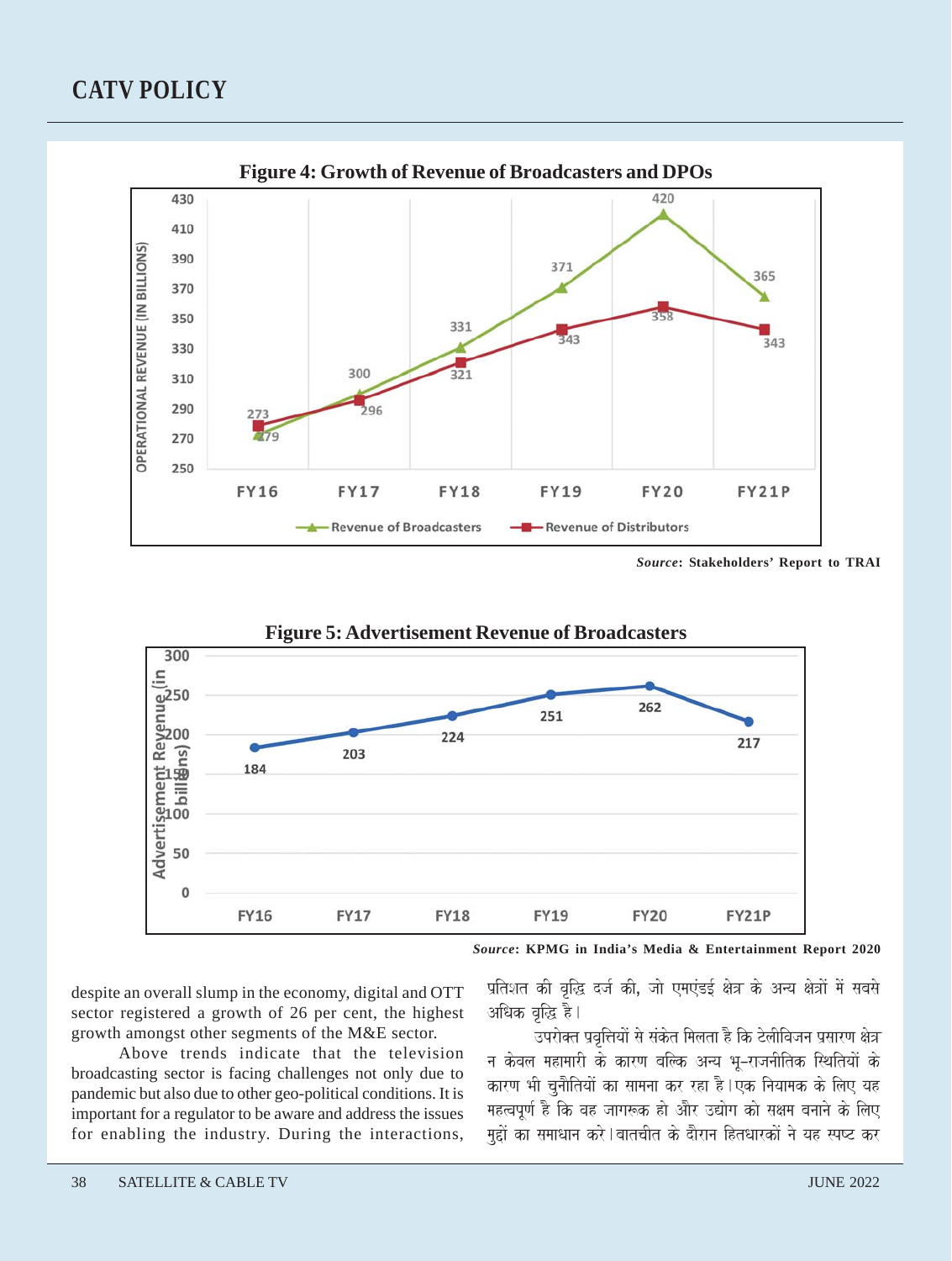**Figure 4: Growth of Revenue of Broadcasters and DPOs**

| | FY16 | FY17 | FY18 | FY19 | FY20 | FY21P |
|---|---|---|---|---|---|---|
| Revenue of Broadcasters | 273 | 300 | 331 | 371 | 420 | 365 |
| Revenue of Distributors | 279 | 296 | 321 | 343 | 358 | 343 |

OPERATIONAL REVENUE (IN BILLIONS)

***Source*: Stakeholders' Report to TRAI**

**Figure 5: Advertisement Revenue of Broadcasters**

| | FY16 | FY17 | FY18 | FY19 | FY20 | FY21P |
|---|---|---|---|---|---|---|
| Advertisement Revenue (in billions) | 184 | 203 | 224 | 251 | 262 | 217 |

***Source*: KPMG in India's Media & Entertainment Report 2020**

despite an overall slump in the economy, digital and OTT sector registered a growth of 26 per cent, the highest growth amongst other segments of the M&E sector.

Above trends indicate that the television broadcasting sector is facing challenges not only due to pandemic but also due to other geo-political conditions. It is important for a regulator to be aware and address the issues for enabling the industry. During the interactions,

प्रतिशत की वृद्धि दर्ज की, जो एमएंडई क्षेत्र के अन्य क्षेत्रों में सबसे अधिक वृद्धि है।

उपरोक्त प्रवृत्तियों से संकेत मिलता है कि टेलीविजन प्रसारण क्षेत्र न केवल महामारी के कारण बल्कि अन्य भू-राजनीतिक स्थितियों के कारण भी चुनौतियों का सामना कर रहा है। एक नियामक के लिए यह महत्वपूर्ण है कि वह जागरूक हो और उद्योग को सक्षम बनाने के लिए मुद्दों का समाधान करे। बातचीत के दौरान हितधारकों ने यह स्पष्ट कर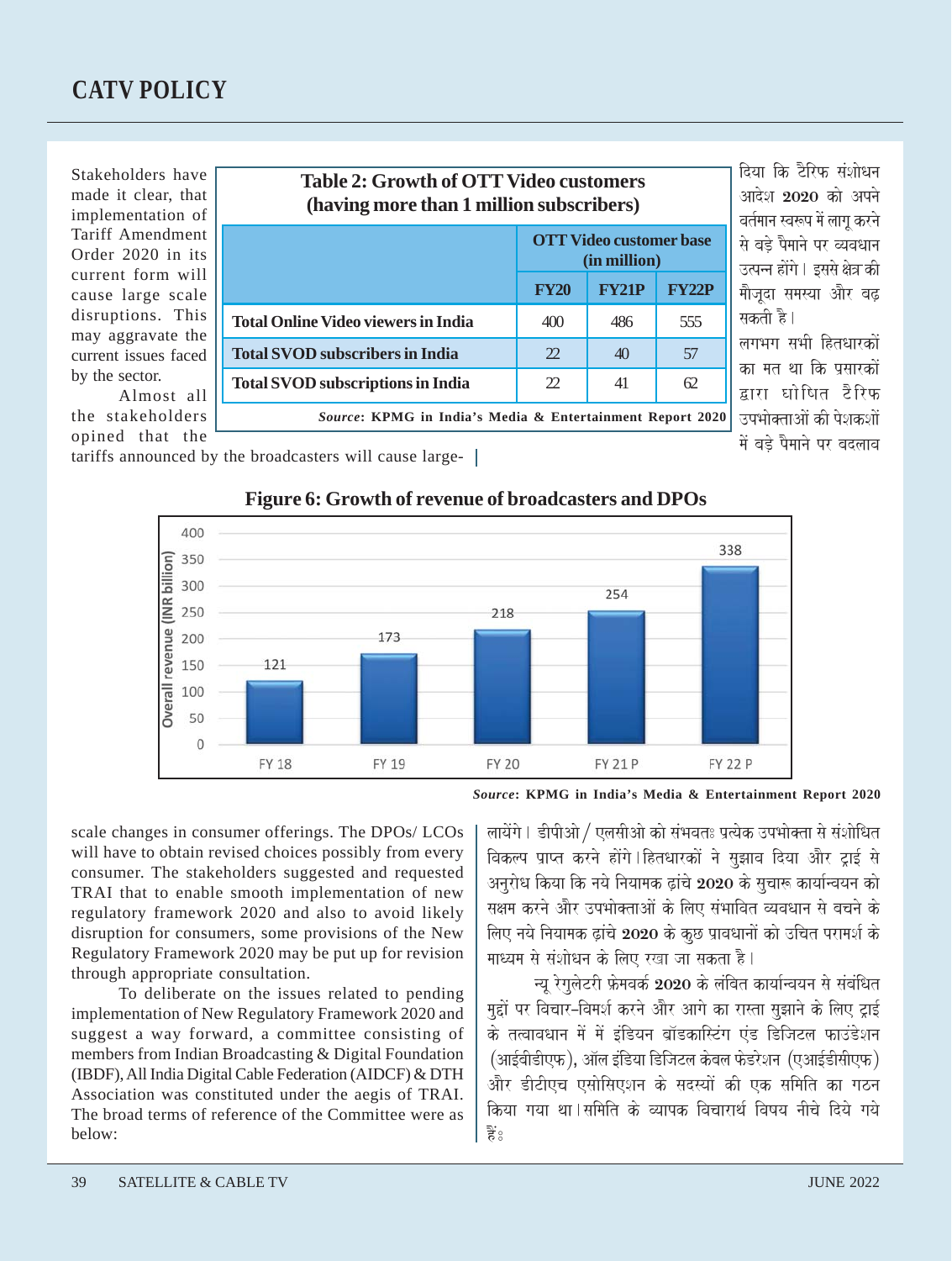## CATV POLICY

Stakeholders have made it clear, that implementation of Tariff Amendment Order 2020 in its current form will cause large scale disruptions. This may aggravate the current issues faced by the sector.

Almost all the stakeholders opined that the tariffs announced by the broadcasters will cause large-scale changes in consumer offerings. The DPOs/ LCOs will have to obtain revised choices possibly from every consumer. The stakeholders suggested and requested TRAI that to enable smooth implementation of new regulatory framework 2020 and also to avoid likely disruption for consumers, some provisions of the New Regulatory Framework 2020 may be put up for revision through appropriate consultation.

To deliberate on the issues related to pending implementation of New Regulatory Framework 2020 and suggest a way forward, a committee consisting of members from Indian Broadcasting & Digital Foundation (IBDF), All India Digital Cable Federation (AIDCF) & DTH Association was constituted under the aegis of TRAI. The broad terms of reference of the Committee were as below:

**Table 2: Growth of OTT Video customers (having more than 1 million subscribers)**

| | OTT Video customer base (in million) | | |
|---|---|---|---|
| | FY20 | FY21P | FY22P |
| Total Online Video viewers in India | 400 | 486 | 555 |
| Total SVOD subscribers in India | 22 | 40 | 57 |
| Total SVOD subscriptions in India | 22 | 41 | 62 |

*Source*: KPMG in India's Media & Entertainment Report 2020

**Figure 6: Growth of revenue of broadcasters and DPOs**

| | FY 18 | FY 19 | FY 20 | FY 21 P | FY 22 P |
|---|---|---|---|---|---|
| Overall revenue (INR billion) | 121 | 173 | 218 | 254 | 338 |

*Source*: KPMG in India's Media & Entertainment Report 2020

दिया कि टैरिफ संशोधन आदेश 2020 को अपने वर्तमान स्वरूप में लागू करने से बड़े पैमाने पर व्यवधान उत्पन्न होंगे। इससे क्षेत्र की मौजूदा समस्या और बढ़ सकती है।

लगभग सभी हितधारकों का मत था कि प्रसारकों द्वारा घोषित टैरिफ उपभोक्ताओं की पेशकशों में बड़े पैमाने पर बदलाव लायेंगे। डीपीओ / एलसीओ को संभवतः प्रत्येक उपभोक्ता से संशोधित विकल्प प्राप्त करने होंगे। हितधारकों ने सुझाव दिया और ट्राई से अनुरोध किया कि नये नियामक ढांचे 2020 के सुचारू कार्यान्वयन को सक्षम करने और उपभोक्ताओं के लिए संभावित व्यवधान से बचने के लिए नये नियामक ढांचे 2020 के कुछ प्रावधानों को उचित परामर्श के माध्यम से संशोधन के लिए रखा जा सकता है।

न्यू रेगुलेटरी फ्रेमवर्क 2020 के लंबित कार्यान्वयन से संबंधित मुद्दों पर विचार-विमर्श करने और आगे का रास्ता सुझाने के लिए ट्राई के तत्वावधान में में इंडियन ब्रॉडकास्टिंग एंड डिजिटल फाउंडेशन (आईबीडीएफ), ऑल इंडिया डिजिटल केबल फेडरेशन (एआईडीसीएफ) और डीटीएच एसोसिएशन के सदस्यों की एक समिति का गठन किया गया था। समिति के व्यापक विचारार्थ विषय नीचे दिये गये हैंः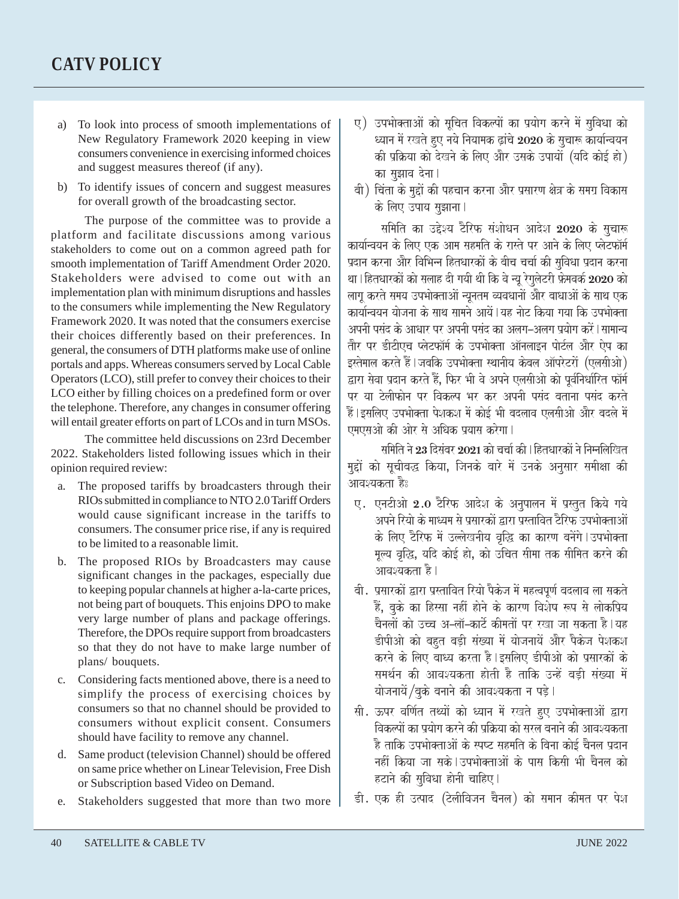# CATV POLICY

a) To look into process of smooth implementations of New Regulatory Framework 2020 keeping in view consumers convenience in exercising informed choices and suggest measures thereof (if any).

b) To identify issues of concern and suggest measures for overall growth of the broadcasting sector.

The purpose of the committee was to provide a platform and facilitate discussions among various stakeholders to come out on a common agreed path for smooth implementation of Tariff Amendment Order 2020. Stakeholders were advised to come out with an implementation plan with minimum disruptions and hassles to the consumers while implementing the New Regulatory Framework 2020. It was noted that the consumers exercise their choices differently based on their preferences. In general, the consumers of DTH platforms make use of online portals and apps. Whereas consumers served by Local Cable Operators (LCO), still prefer to convey their choices to their LCO either by filling choices on a predefined form or over the telephone. Therefore, any changes in consumer offering will entail greater efforts on part of LCOs and in turn MSOs.

The committee held discussions on 23rd December 2022. Stakeholders listed following issues which in their opinion required review:

a. The proposed tariffs by broadcasters through their RIOs submitted in compliance to NTO 2.0 Tariff Orders would cause significant increase in the tariffs to consumers. The consumer price rise, if any is required to be limited to a reasonable limit.

b. The proposed RIOs by Broadcasters may cause significant changes in the packages, especially due to keeping popular channels at higher a-la-carte prices, not being part of bouquets. This enjoins DPO to make very large number of plans and package offerings. Therefore, the DPOs require support from broadcasters so that they do not have to make large number of plans/ bouquets.

c. Considering facts mentioned above, there is a need to simplify the process of exercising choices by consumers so that no channel should be provided to consumers without explicit consent. Consumers should have facility to remove any channel.

d. Same product (television Channel) should be offered on same price whether on Linear Television, Free Dish or Subscription based Video on Demand.

e. Stakeholders suggested that more than two more

ए) उपभोक्ताओं को सूचित विकल्पों का प्रयोग करने में सुविधा को ध्यान में रखते हुए नये नियामक ढ़ांचे **2020** के सुचारू कार्यान्वयन की प्रक्रिया को देखने के लिए और उसके उपायों (यदि कोई हो) का सुझाव देना।

बी) चिंता के मुद्दों की पहचान करना और प्रसारण क्षेत्र के समग्र विकास के लिए उपाय सुझाना।

समिति का उद्देश्य टैरिफ संशोधन आदेश **2020** के सुचारू कार्यान्वयन के लिए एक आम सहमति के रास्ते पर आने के लिए प्लेटफॉर्म प्रदान करना और विभिन्न हितधारकों के बीच चर्चा की सुविधा प्रदान करना था। हितधारकों को सलाह दी गयी थी कि वे न्यू रेगुलेटरी फ्रेमवर्क **2020** को लागू करते समय उपभोक्ताओं न्यूनतम व्यवधानों और बाधाओं के साथ एक कार्यान्वयन योजना के साथ सामने आयें। यह नोट किया गया कि उपभोक्ता अपनी पसंद के आधार पर अपनी पसंद का अलग-अलग प्रयोग करें। सामान्य तौर पर डीटीएच प्लेटफॉर्म के उपभोक्ता ऑनलाइन पोर्टल और ऐप का इस्तेमाल करते हैं। जबकि उपभोक्ता स्थानीय केबल ऑपरेटरों (एलसीओ) द्वारा सेवा प्रदान करते हैं, फिर भी वे अपने एलसीओ को पूर्वनिर्धारित फॉर्म पर या टेलीफोन पर विकल्प भर कर अपनी पसंद बताना पसंद करते हैं। इसलिए उपभोक्ता पेशकश में कोई भी बदलाव एलसीओ और बदले में एमएसओ की ओर से अधिक प्रयास करेगा।

समिति ने **23** दिसंबर **2021** को चर्चा की। हितधारकों ने निम्नलिखित मुद्दों को सूचीबद्ध किया, जिनके बारे में उनके अनुसार समीक्षा की आवश्यकता हैः

ए. एनटीओ **2.0** टैरिफ आदेश के अनुपालन में प्रस्तुत किये गये अपने रियो के माध्यम से प्रसारकों द्वारा प्रस्तावित टैरिफ उपभोक्ताओं के लिए टैरिफ में उल्लेखनीय वृद्धि का कारण बनेंगे। उपभोक्ता मूल्य वृद्धि, यदि कोई हो, को उचित सीमा तक सीमित करने की आवश्यकता है।

बी. प्रसारकों द्वारा प्रस्तावित रियो पैकेज में महत्वपूर्ण बदलाव ला सकते हैं, बुके का हिस्सा नहीं होने के कारण विशेष रूप से लोकप्रिय चैनलों को उच्च अ-लॉ-कार्टे कीमतों पर रखा जा सकता है। यह डीपीओ को बहुत बड़ी संख्या में योजनायें और पैकेज पेशकश करने के लिए बाध्य करता है। इसलिए डीपीओ को प्रसारकों के समर्थन की आवश्यकता होती है ताकि उन्हें बड़ी संख्या में योजनायें/बुके बनाने की आवश्यकता न पड़े।

सी. ऊपर वर्णित तथ्यों को ध्यान में रखते हुए उपभोक्ताओं द्वारा विकल्पों का प्रयोग करने की प्रक्रिया को सरल बनाने की आवश्यकता है ताकि उपभोक्ताओं के स्पष्ट सहमति के बिना कोई चैनल प्रदान नहीं किया जा सके। उपभोक्ताओं के पास किसी भी चैनल को हटाने की सुविधा होनी चाहिए।

डी. एक ही उत्पाद (टेलीविजन चैनल) को समान कीमत पर पेश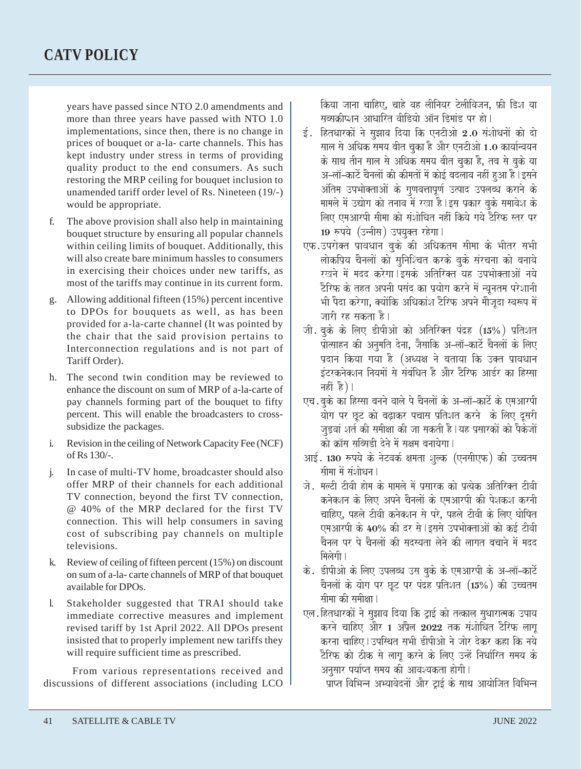years have passed since NTO 2.0 amendments and more than three years have passed with NTO 1.0 implementations, since then, there is no change in prices of bouquet or a-la- carte channels. This has kept industry under stress in terms of providing quality product to the end consumers. As such restoring the MRP ceiling for bouquet inclusion to unamended tariff order level of Rs. Nineteen (19/-) would be appropriate.

f. The above provision shall also help in maintaining bouquet structure by ensuring all popular channels within ceiling limits of bouquet. Additionally, this will also create bare minimum hassles to consumers in exercising their choices under new tariffs, as most of the tariffs may continue in its current form.

g. Allowing additional fifteen (15%) percent incentive to DPOs for bouquets as well, as has been provided for a-la-carte channel (It was pointed by the chair that the said provision pertains to Interconnection regulations and is not part of Tariff Order).

h. The second twin condition may be reviewed to enhance the discount on sum of MRP of a-la-carte of pay channels forming part of the bouquet to fifty percent. This will enable the broadcasters to cross-subsidize the packages.

i. Revision in the ceiling of Network Capacity Fee (NCF) of Rs 130/-.

j. In case of multi-TV home, broadcaster should also offer MRP of their channels for each additional TV connection, beyond the first TV connection, @ 40% of the MRP declared for the first TV connection. This will help consumers in saving cost of subscribing pay channels on multiple televisions.

k. Review of ceiling of fifteen percent (15%) on discount on sum of a-la- carte channels of MRP of that bouquet available for DPOs.

l. Stakeholder suggested that TRAI should take immediate corrective measures and implement revised tariff by 1st April 2022. All DPOs present insisted that to properly implement new tariffs they will require sufficient time as prescribed.

From various representations received and discussions of different associations (including LCO

किया जाना चाहिए, चाहे वह लीनियर टेलीविजन, फ्री डिश या सब्सक्रीप्शन आधारित वीडियो ऑन डिमांड पर हो।

ई. हितधारकों ने सुझाव दिया कि एनटीओ 2.0 संशोधनों को दो साल से अधिक समय बीत चुका है और एनटीओ 1.0 कार्यान्वयन के साथ तीन साल से अधिक समय बीत चुका है, तब से बुके या अ-लॉ-कार्टे चैनलों की कीमतों में कोई बदलाव नहीं हुआ है। इसने अंतिम उपभोक्ताओं के गुणवत्तापूर्ण उत्पाद उपलब्ध कराने के मामले में उद्योग को तनाव में रखा है। इस प्रकार बुके समावेश के लिए एमआरपी सीमा को संशोधित नहीं किये गये टैरिफ स्तर पर 19 रुपये (उन्नीस) उपयुक्त रहेगा।

एफ. उपरोक्त प्रावधान बुके की अधिकतम सीमा के भीतर सभी लोकप्रिय चैनलों को सुनिश्चित करके बुके संरचना को बनाये रखने में मदद करेगा। इसके अतिरिक्त यह उपभोक्ताओं नये टैरिफ के तहत अपनी पसंद का प्रयोग करने में न्यूनतम परेशानी भी पैदा करेगा, क्योंकि अधिकांश टैरिफ अपने मौजूदा स्वरूप में जारी रह सकता है।

जी. बुके के लिए डीपीओ को अतिरिक्त पंद्रह (15%) प्रतिशत प्रोत्साहन की अनुमति देना, जैसाकि अ-लॉ-कार्टे चैनलों के लिए प्रदान किया गया है (अध्यक्ष ने बताया कि उक्त प्रावधान इंटरकनेक्शन नियमों से संबंधित है और टैरिफ आर्डर का हिस्सा नहीं है)।

एच. बुके का हिस्सा बनने वाले पे चैनलों के अ-लॉ-कार्टे के एमआरपी योग पर छूट को बढ़ाकर पचास प्रतिशत करने के लिए दूसरी जुड़वां शर्त की समीक्षा की जा सकती है। यह प्रसारकों को पैकेजों को क्रॉस सब्सिडी देने में सक्षम बनायेगा।

आई. 130 रुपये के नेटवर्क क्षमता शुल्क (एनसीएफ) की उच्चतम सीमा में संशोधन।

जे. मल्टी टीवी होम के मामले में प्रसारक को प्रत्येक अतिरिक्त टीवी कनेक्शन के लिए अपने चैनलों के एमआरपी की पेशकश करनी चाहिए, पहले टीवी कनेक्शन से परे, पहले टीवी के लिए घोषित एमआरपी के 40% की दर से। इससे उपभोक्ताओं को कई टीवी चैनल पर पे चैनलों की सदस्यता लेने की लागत बचाने में मदद मिलेगी।

के. डीपीओ के लिए उपलब्ध उस बुके के एमआरपी के अ-लॉ-कार्टे चैनलों के योग पर छूट पर पंद्रह प्रतिशत (15%) की उच्चतम सीमा की समीक्षा।

एल. हितधारकों ने सुझाव दिया कि ट्राई को तत्काल सुधारात्मक उपाय करने चाहिए और 1 अप्रैल 2022 तक संशोधित टैरिफ लागू करना चाहिए। उपस्थित सभी डीपीओ ने जोर देकर कहा कि नये टैरिफ को ठीक से लागू करने के लिए उन्हें निर्धारित समय के अनुसार पर्याप्त समय की आवश्यकता होगी।

प्राप्त विभिन्न अभ्यावेदनों और ट्राई के साथ आयोजित विभिन्न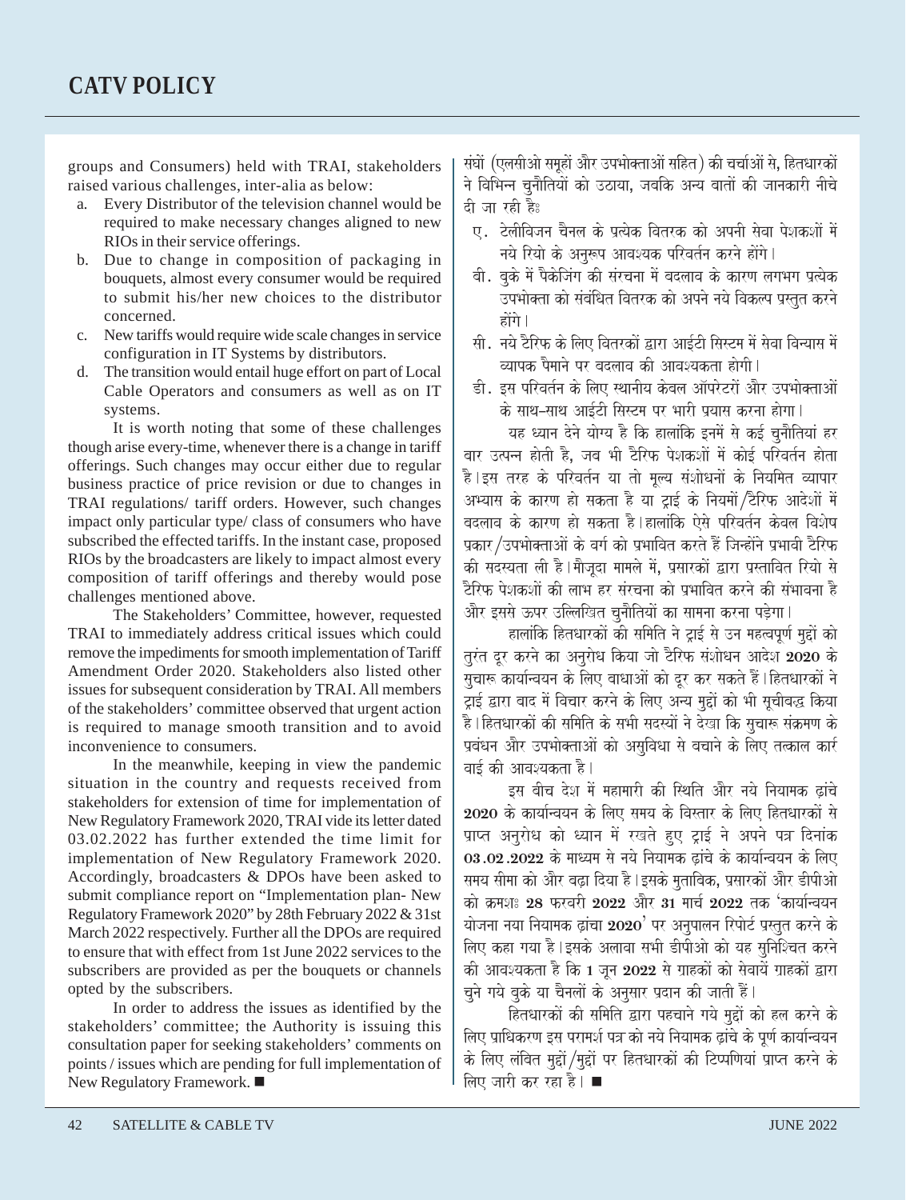# CATV POLICY

groups and Consumers) held with TRAI, stakeholders raised various challenges, inter-alia as below:

a. Every Distributor of the television channel would be required to make necessary changes aligned to new RIOs in their service offerings.
b. Due to change in composition of packaging in bouquets, almost every consumer would be required to submit his/her new choices to the distributor concerned.
c. New tariffs would require wide scale changes in service configuration in IT Systems by distributors.
d. The transition would entail huge effort on part of Local Cable Operators and consumers as well as on IT systems.

It is worth noting that some of these challenges though arise every-time, whenever there is a change in tariff offerings. Such changes may occur either due to regular business practice of price revision or due to changes in TRAI regulations/ tariff orders. However, such changes impact only particular type/ class of consumers who have subscribed the effected tariffs. In the instant case, proposed RIOs by the broadcasters are likely to impact almost every composition of tariff offerings and thereby would pose challenges mentioned above.

The Stakeholders' Committee, however, requested TRAI to immediately address critical issues which could remove the impediments for smooth implementation of Tariff Amendment Order 2020. Stakeholders also listed other issues for subsequent consideration by TRAI. All members of the stakeholders' committee observed that urgent action is required to manage smooth transition and to avoid inconvenience to consumers.

In the meanwhile, keeping in view the pandemic situation in the country and requests received from stakeholders for extension of time for implementation of New Regulatory Framework 2020, TRAI vide its letter dated 03.02.2022 has further extended the time limit for implementation of New Regulatory Framework 2020. Accordingly, broadcasters & DPOs have been asked to submit compliance report on "Implementation plan- New Regulatory Framework 2020" by 28th February 2022 & 31st March 2022 respectively. Further all the DPOs are required to ensure that with effect from 1st June 2022 services to the subscribers are provided as per the bouquets or channels opted by the subscribers.

In order to address the issues as identified by the stakeholders' committee; the Authority is issuing this consultation paper for seeking stakeholders' comments on points / issues which are pending for full implementation of New Regulatory Framework. ■

संघों (एलसीओ समूहों और उपभोक्ताओं सहित) की चर्चाओं से, हितधारकों ने विभिन्न चुनौतियों को उठाया, जबकि अन्य बातों की जानकारी नीचे दी जा रही हैः

ए. टेलीविजन चैनल के प्रत्येक वितरक को अपनी सेवा पेशकशों में नये रियो के अनुरूप आवश्यक परिवर्तन करने होंगे।
बी. बुके में पैकेजिंग की संरचना में बदलाव के कारण लगभग प्रत्येक उपभोक्ता को संबंधित वितरक को अपने नये विकल्प प्रस्तुत करने होंगे।
सी. नये टैरिफ के लिए वितरकों द्वारा आईटी सिस्टम में सेवा विन्यास में व्यापक पैमाने पर बदलाव की आवश्यकता होगी।
डी. इस परिवर्तन के लिए स्थानीय केबल ऑपरेटरों और उपभोक्ताओं के साथ–साथ आईटी सिस्टम पर भारी प्रयास करना होगा।

यह ध्यान देने योग्य है कि हालांकि इनमें से कई चुनौतियां हर बार उत्पन्न होती है, जब भी टैरिफ पेशकशों में कोई परिवर्तन होता है।इस तरह के परिवर्तन या तो मूल्य संशोधनों के नियमित व्यापार अभ्यास के कारण हो सकता है या ट्राई के नियमों/टैरिफ आदेशों में बदलाव के कारण हो सकता है।हालांकि ऐसे परिवर्तन केवल विशेष प्रकार/उपभोक्ताओं के वर्ग को प्रभावित करते हैं जिन्होंने प्रभावी टैरिफ की सदस्यता ली है।मौजूदा मामले में, प्रसारकों द्वारा प्रस्तावित रियो से टैरिफ पेशकशों की लाभ हर संरचना को प्रभावित करने की संभावना है और इससे ऊपर उल्लिखित चुनौतियों का सामना करना पड़ेगा।

हालांकि हितधारकों की समिति ने ट्राई से उन महत्वपूर्ण मुद्दों को तुरंत दूर करने का अनुरोध किया जो टैरिफ संशोधन आदेश **2020** के सुचारू कार्यान्वयन के लिए बाधाओं को दूर कर सकते हैं।हितधारकों ने ट्राई द्वारा बाद में विचार करने के लिए अन्य मुद्दों को भी सूचीबद्ध किया है।हितधारकों की समिति के सभी सदस्यों ने देखा कि सुचारू संक्रमण के प्रबंधन और उपभोक्ताओं को असुविधा से बचाने के लिए तत्काल कार्र वाई की आवश्यकता है।

इस बीच देश में महामारी की स्थिति और नये नियामक ढ़ांचे **2020** के कार्यान्वयन के लिए समय के विस्तार के लिए हितधारकों से प्राप्त अनुरोध को ध्यान में रखते हुए ट्राई ने अपने पत्र दिनांक **03.02.2022** के माध्यम से नये नियामक ढ़ांचे के कार्यान्वयन के लिए समय सीमा को और बढ़ा दिया है।इसके मुताबिक, प्रसारकों और डीपीओ को क्रमशः **28** फरवरी **2022** और **31** मार्च **2022** तक 'कार्यान्वयन योजना नया नियामक ढ़ांचा **2020**' पर अनुपालन रिपोर्ट प्रस्तुत करने के लिए कहा गया है।इसके अलावा सभी डीपीओ को यह सुनिश्चित करने की आवश्यकता है कि **1** जून **2022** से ग्राहकों को सेवायें ग्राहकों द्वारा चुने गये बुके या चैनलों के अनुसार प्रदान की जाती हैं।

हितधारकों की समिति द्वारा पहचाने गये मुद्दों को हल करने के लिए प्राधिकरण इस परामर्श पत्र को नये नियामक ढ़ांचे के पूर्ण कार्यान्वयन के लिए लंबित मुद्दों/मुद्दों पर हितधारकों की टिप्पणियां प्राप्त करने के लिए जारी कर रहा है। ■